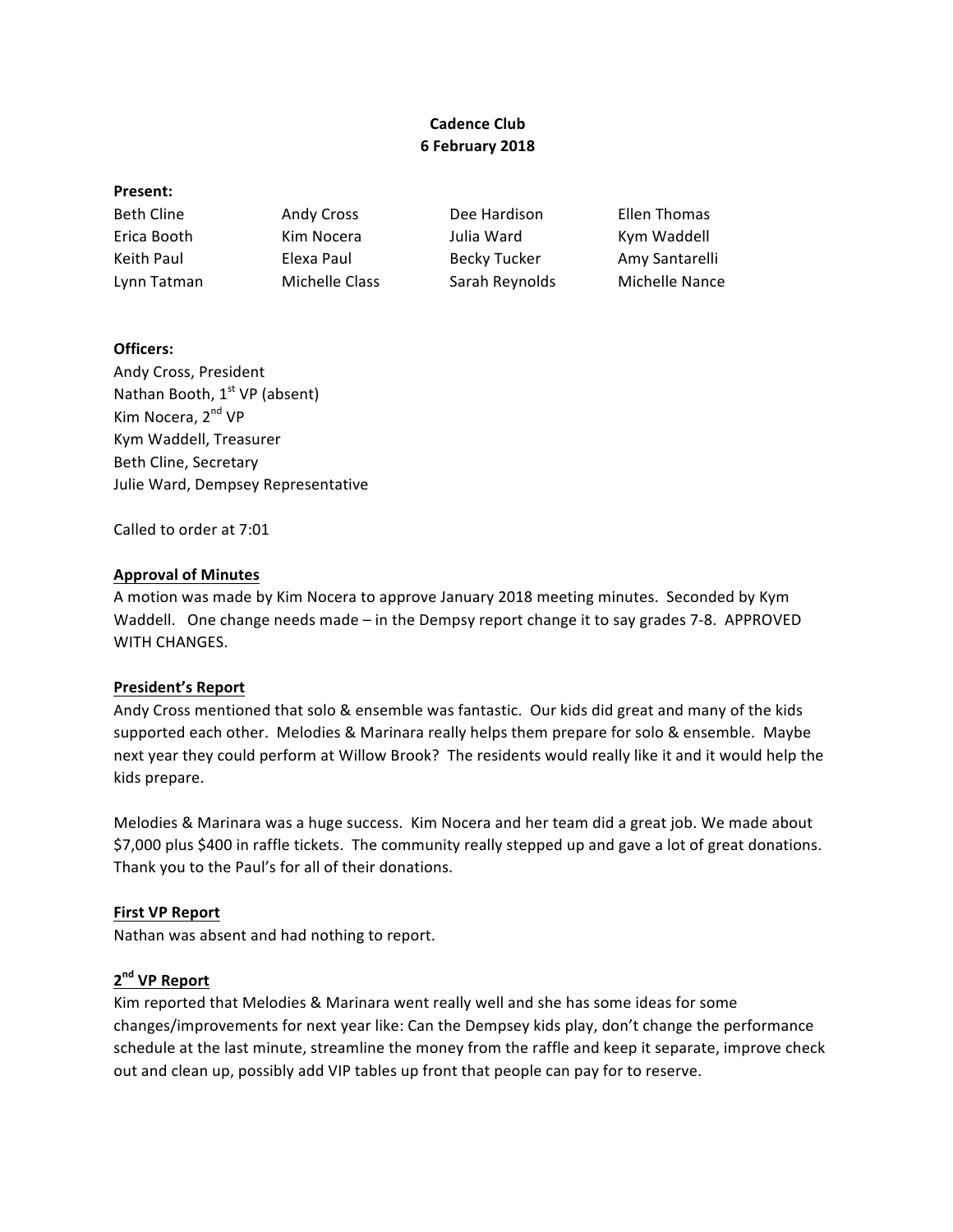**Cadence Club**
**6 February 2018**

**Present:**

| | | | |
|---|---|---|---|
| Beth Cline | Andy Cross | Dee Hardison | Ellen Thomas |
| Erica Booth | Kim Nocera | Julia Ward | Kym Waddell |
| Keith Paul | Elexa Paul | Becky Tucker | Amy Santarelli |
| Lynn Tatman | Michelle Class | Sarah Reynolds | Michelle Nance |

**Officers:**

Andy Cross, President
Nathan Booth, 1st VP (absent)
Kim Nocera, 2nd VP
Kym Waddell, Treasurer
Beth Cline, Secretary
Julie Ward, Dempsey Representative

Called to order at 7:01

## Approval of Minutes

A motion was made by Kim Nocera to approve January 2018 meeting minutes. Seconded by Kym Waddell. One change needs made – in the Dempsy report change it to say grades 7-8. APPROVED WITH CHANGES.

## President's Report

Andy Cross mentioned that solo & ensemble was fantastic. Our kids did great and many of the kids supported each other. Melodies & Marinara really helps them prepare for solo & ensemble. Maybe next year they could perform at Willow Brook? The residents would really like it and it would help the kids prepare.

Melodies & Marinara was a huge success. Kim Nocera and her team did a great job. We made about $7,000 plus $400 in raffle tickets. The community really stepped up and gave a lot of great donations. Thank you to the Paul's for all of their donations.

## First VP Report

Nathan was absent and had nothing to report.

## 2nd VP Report

Kim reported that Melodies & Marinara went really well and she has some ideas for some changes/improvements for next year like: Can the Dempsey kids play, don't change the performance schedule at the last minute, streamline the money from the raffle and keep it separate, improve check out and clean up, possibly add VIP tables up front that people can pay for to reserve.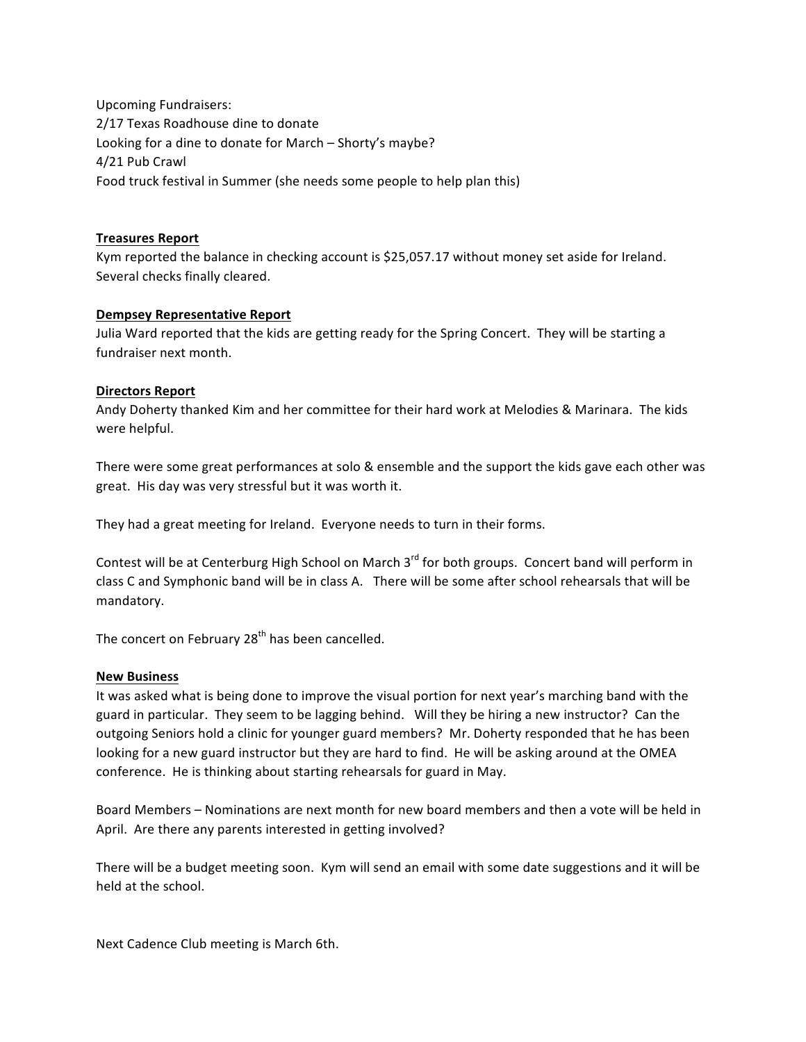Upcoming Fundraisers:
2/17 Texas Roadhouse dine to donate
Looking for a dine to donate for March – Shorty's maybe?
4/21 Pub Crawl
Food truck festival in Summer (she needs some people to help plan this)

**Treasures Report**

Kym reported the balance in checking account is $25,057.17 without money set aside for Ireland. Several checks finally cleared.

**Dempsey Representative Report**

Julia Ward reported that the kids are getting ready for the Spring Concert. They will be starting a fundraiser next month.

**Directors Report**

Andy Doherty thanked Kim and her committee for their hard work at Melodies & Marinara. The kids were helpful.

There were some great performances at solo & ensemble and the support the kids gave each other was great. His day was very stressful but it was worth it.

They had a great meeting for Ireland. Everyone needs to turn in their forms.

Contest will be at Centerburg High School on March 3rd for both groups. Concert band will perform in class C and Symphonic band will be in class A. There will be some after school rehearsals that will be mandatory.

The concert on February 28th has been cancelled.

**New Business**

It was asked what is being done to improve the visual portion for next year's marching band with the guard in particular. They seem to be lagging behind. Will they be hiring a new instructor? Can the outgoing Seniors hold a clinic for younger guard members? Mr. Doherty responded that he has been looking for a new guard instructor but they are hard to find. He will be asking around at the OMEA conference. He is thinking about starting rehearsals for guard in May.

Board Members – Nominations are next month for new board members and then a vote will be held in April. Are there any parents interested in getting involved?

There will be a budget meeting soon. Kym will send an email with some date suggestions and it will be held at the school.

Next Cadence Club meeting is March 6th.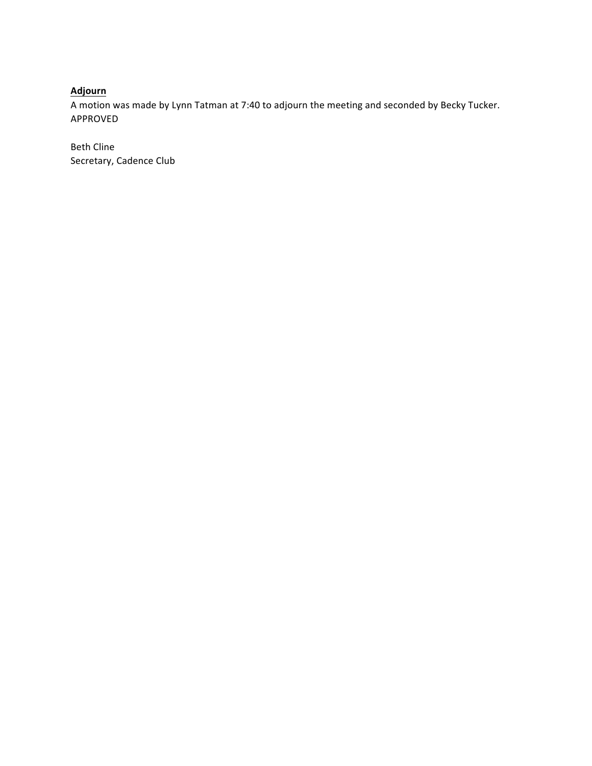**Adjourn**

A motion was made by Lynn Tatman at 7:40 to adjourn the meeting and seconded by Becky Tucker. APPROVED

Beth Cline
Secretary, Cadence Club